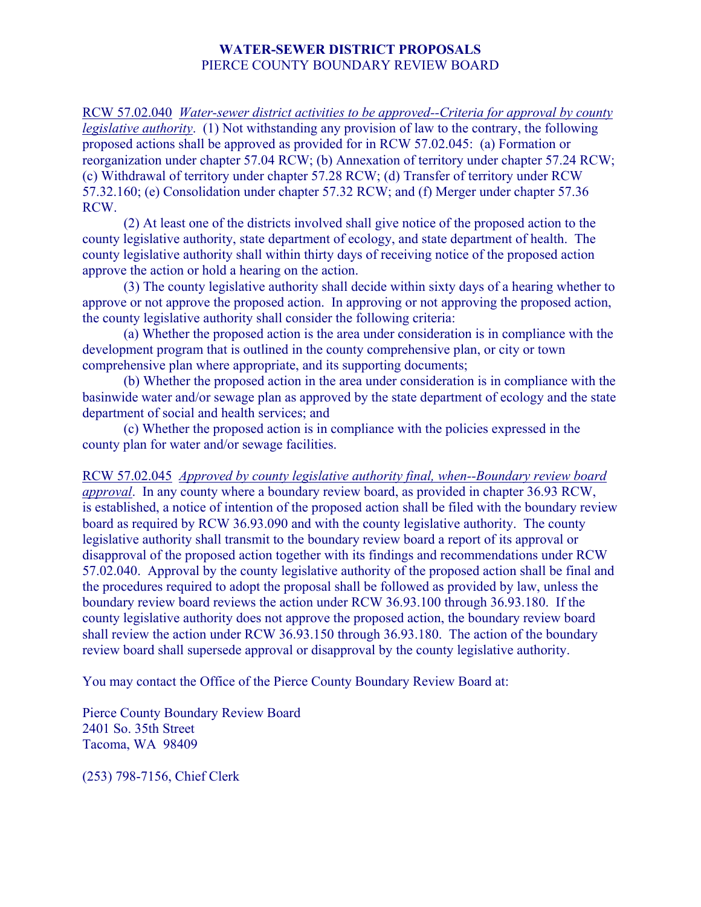# WATER-SEWER DISTRICT PROPOSALS

PIERCE COUNTY BOUNDARY REVIEW BOARD

RCW 57.02.040 *Water-sewer district activities to be approved--Criteria for approval by county legislative authority*. (1) Not withstanding any provision of law to the contrary, the following proposed actions shall be approved as provided for in RCW 57.02.045: (a) Formation or reorganization under chapter 57.04 RCW; (b) Annexation of territory under chapter 57.24 RCW; (c) Withdrawal of territory under chapter 57.28 RCW; (d) Transfer of territory under RCW 57.32.160; (e) Consolidation under chapter 57.32 RCW; and (f) Merger under chapter 57.36 RCW.

(2) At least one of the districts involved shall give notice of the proposed action to the county legislative authority, state department of ecology, and state department of health. The county legislative authority shall within thirty days of receiving notice of the proposed action approve the action or hold a hearing on the action.

(3) The county legislative authority shall decide within sixty days of a hearing whether to approve or not approve the proposed action. In approving or not approving the proposed action, the county legislative authority shall consider the following criteria:

(a) Whether the proposed action is the area under consideration is in compliance with the development program that is outlined in the county comprehensive plan, or city or town comprehensive plan where appropriate, and its supporting documents;

(b) Whether the proposed action in the area under consideration is in compliance with the basinwide water and/or sewage plan as approved by the state department of ecology and the state department of social and health services; and

(c) Whether the proposed action is in compliance with the policies expressed in the county plan for water and/or sewage facilities.

RCW 57.02.045 *Approved by county legislative authority final, when--Boundary review board approval*. In any county where a boundary review board, as provided in chapter 36.93 RCW, is established, a notice of intention of the proposed action shall be filed with the boundary review board as required by RCW 36.93.090 and with the county legislative authority. The county legislative authority shall transmit to the boundary review board a report of its approval or disapproval of the proposed action together with its findings and recommendations under RCW 57.02.040. Approval by the county legislative authority of the proposed action shall be final and the procedures required to adopt the proposal shall be followed as provided by law, unless the boundary review board reviews the action under RCW 36.93.100 through 36.93.180. If the county legislative authority does not approve the proposed action, the boundary review board shall review the action under RCW 36.93.150 through 36.93.180. The action of the boundary review board shall supersede approval or disapproval by the county legislative authority.

You may contact the Office of the Pierce County Boundary Review Board at:

Pierce County Boundary Review Board  
2401 So. 35th Street  
Tacoma, WA 98409

(253) 798-7156, Chief Clerk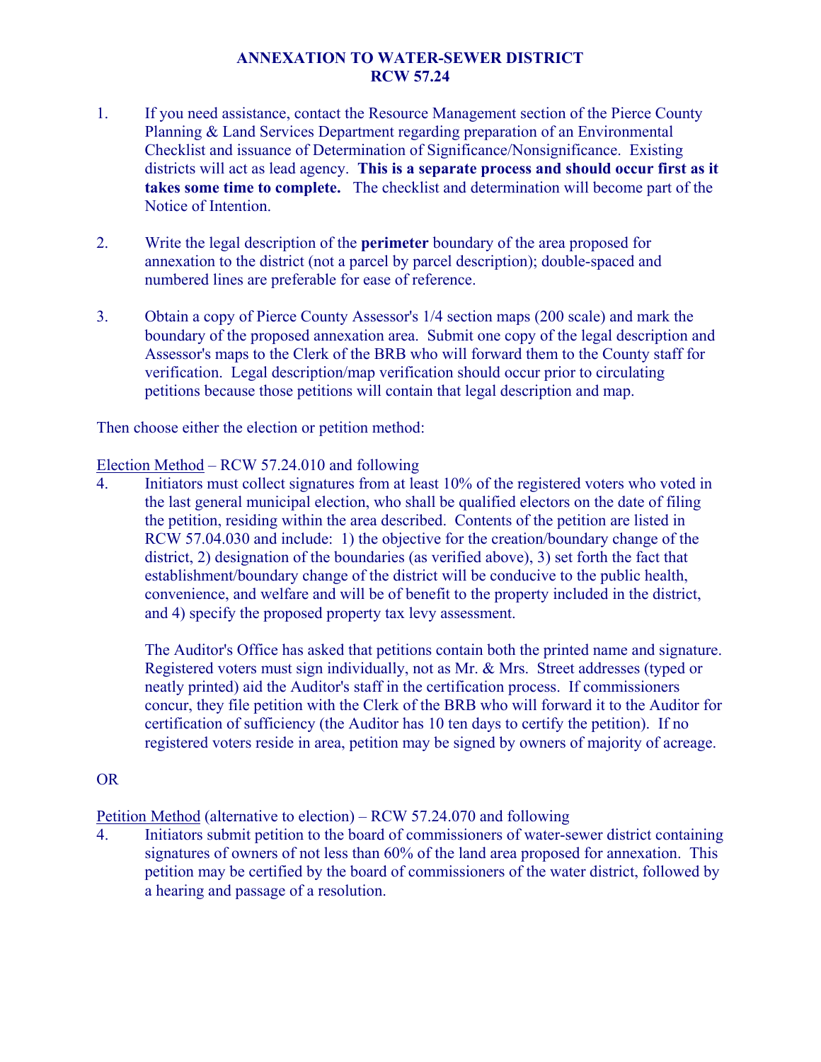# ANNEXATION TO WATER-SEWER DISTRICT
# RCW 57.24

1. If you need assistance, contact the Resource Management section of the Pierce County Planning & Land Services Department regarding preparation of an Environmental Checklist and issuance of Determination of Significance/Nonsignificance. Existing districts will act as lead agency. **This is a separate process and should occur first as it takes some time to complete.** The checklist and determination will become part of the Notice of Intention.

2. Write the legal description of the **perimeter** boundary of the area proposed for annexation to the district (not a parcel by parcel description); double-spaced and numbered lines are preferable for ease of reference.

3. Obtain a copy of Pierce County Assessor's 1/4 section maps (200 scale) and mark the boundary of the proposed annexation area. Submit one copy of the legal description and Assessor's maps to the Clerk of the BRB who will forward them to the County staff for verification. Legal description/map verification should occur prior to circulating petitions because those petitions will contain that legal description and map.

Then choose either the election or petition method:

Election Method – RCW 57.24.010 and following

4. Initiators must collect signatures from at least 10% of the registered voters who voted in the last general municipal election, who shall be qualified electors on the date of filing the petition, residing within the area described. Contents of the petition are listed in RCW 57.04.030 and include: 1) the objective for the creation/boundary change of the district, 2) designation of the boundaries (as verified above), 3) set forth the fact that establishment/boundary change of the district will be conducive to the public health, convenience, and welfare and will be of benefit to the property included in the district, and 4) specify the proposed property tax levy assessment.

   The Auditor's Office has asked that petitions contain both the printed name and signature. Registered voters must sign individually, not as Mr. & Mrs. Street addresses (typed or neatly printed) aid the Auditor's staff in the certification process. If commissioners concur, they file petition with the Clerk of the BRB who will forward it to the Auditor for certification of sufficiency (the Auditor has 10 ten days to certify the petition). If no registered voters reside in area, petition may be signed by owners of majority of acreage.

OR

Petition Method (alternative to election) – RCW 57.24.070 and following

4. Initiators submit petition to the board of commissioners of water-sewer district containing signatures of owners of not less than 60% of the land area proposed for annexation. This petition may be certified by the board of commissioners of the water district, followed by a hearing and passage of a resolution.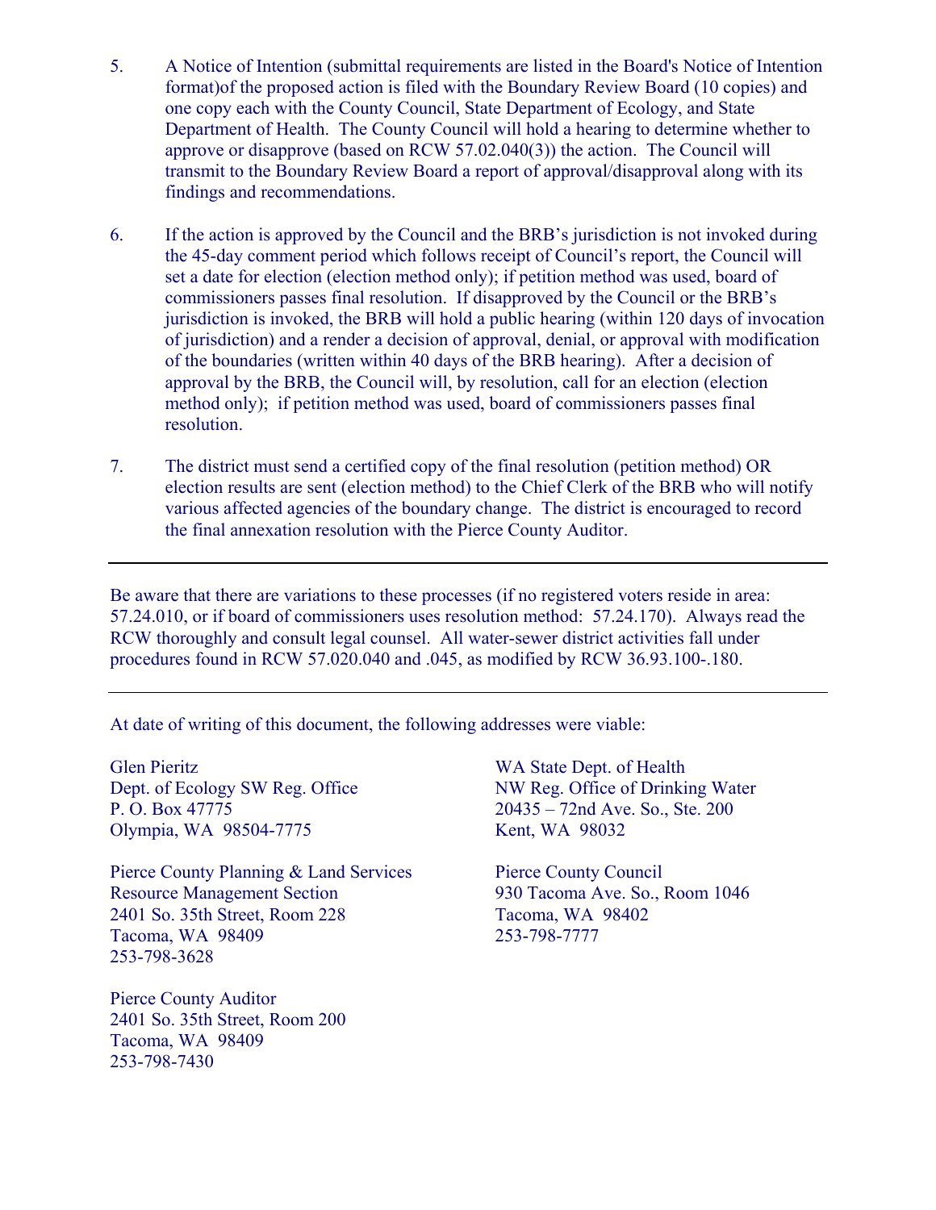5. A Notice of Intention (submittal requirements are listed in the Board's Notice of Intention format)of the proposed action is filed with the Boundary Review Board (10 copies) and one copy each with the County Council, State Department of Ecology, and State Department of Health. The County Council will hold a hearing to determine whether to approve or disapprove (based on RCW 57.02.040(3)) the action. The Council will transmit to the Boundary Review Board a report of approval/disapproval along with its findings and recommendations.

6. If the action is approved by the Council and the BRB's jurisdiction is not invoked during the 45-day comment period which follows receipt of Council's report, the Council will set a date for election (election method only); if petition method was used, board of commissioners passes final resolution. If disapproved by the Council or the BRB's jurisdiction is invoked, the BRB will hold a public hearing (within 120 days of invocation of jurisdiction) and a render a decision of approval, denial, or approval with modification of the boundaries (written within 40 days of the BRB hearing). After a decision of approval by the BRB, the Council will, by resolution, call for an election (election method only); if petition method was used, board of commissioners passes final resolution.

7. The district must send a certified copy of the final resolution (petition method) OR election results are sent (election method) to the Chief Clerk of the BRB who will notify various affected agencies of the boundary change. The district is encouraged to record the final annexation resolution with the Pierce County Auditor.

---

Be aware that there are variations to these processes (if no registered voters reside in area: 57.24.010, or if board of commissioners uses resolution method: 57.24.170). Always read the RCW thoroughly and consult legal counsel. All water-sewer district activities fall under procedures found in RCW 57.020.040 and .045, as modified by RCW 36.93.100-.180.

---

At date of writing of this document, the following addresses were viable:

Glen Pieritz
Dept. of Ecology SW Reg. Office
P. O. Box 47775
Olympia, WA 98504-7775

WA State Dept. of Health
NW Reg. Office of Drinking Water
20435 – 72nd Ave. So., Ste. 200
Kent, WA 98032

Pierce County Planning & Land Services
Resource Management Section
2401 So. 35th Street, Room 228
Tacoma, WA 98409
253-798-3628

Pierce County Council
930 Tacoma Ave. So., Room 1046
Tacoma, WA 98402
253-798-7777

Pierce County Auditor
2401 So. 35th Street, Room 200
Tacoma, WA 98409
253-798-7430